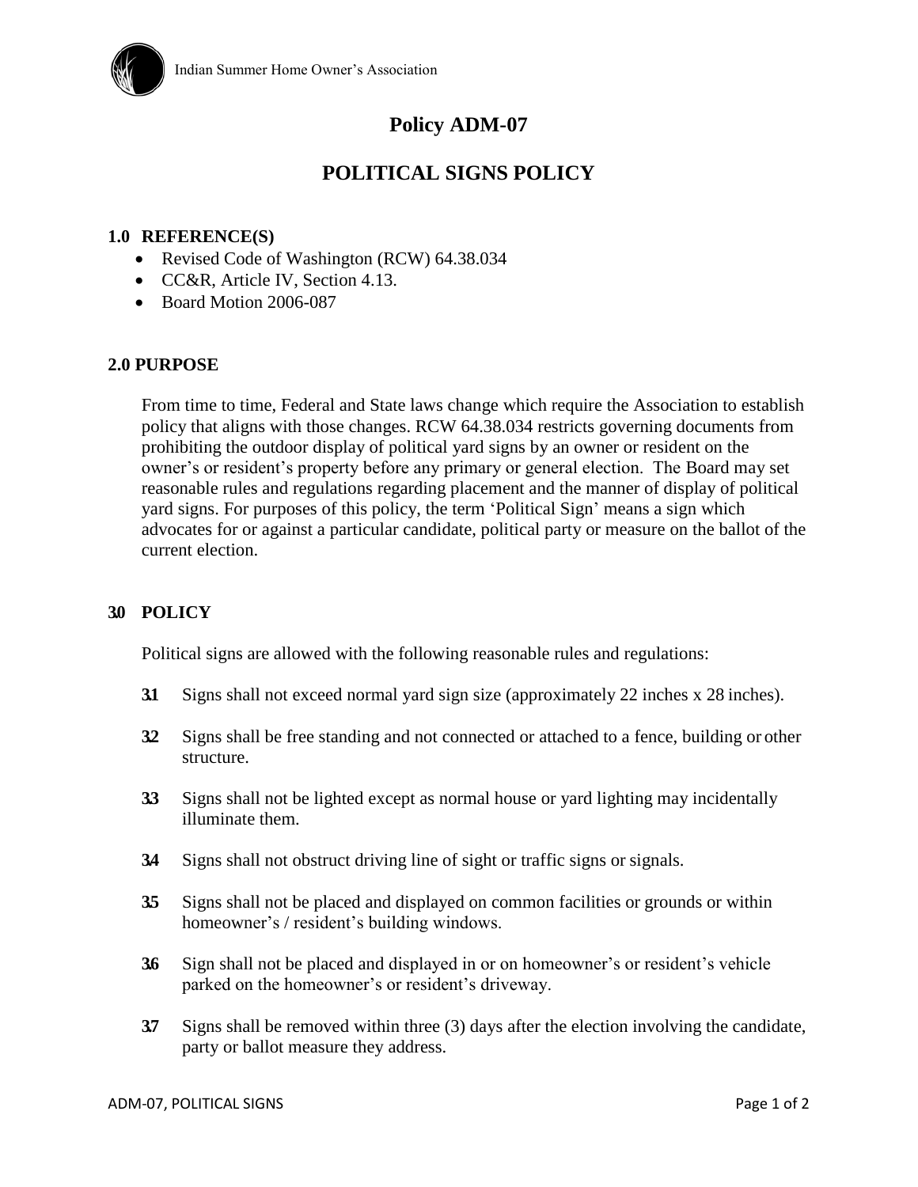Indian Summer Home Owner's Association

# Policy ADM-07

# POLITICAL SIGNS POLICY

## 1.0 REFERENCE(S)

- Revised Code of Washington (RCW) 64.38.034
- CC&R, Article IV, Section 4.13.
- Board Motion 2006-087

## 2.0 PURPOSE

From time to time, Federal and State laws change which require the Association to establish policy that aligns with those changes. RCW 64.38.034 restricts governing documents from prohibiting the outdoor display of political yard signs by an owner or resident on the owner's or resident's property before any primary or general election. The Board may set reasonable rules and regulations regarding placement and the manner of display of political yard signs. For purposes of this policy, the term 'Political Sign' means a sign which advocates for or against a particular candidate, political party or measure on the ballot of the current election.

## 3.0 POLICY

Political signs are allowed with the following reasonable rules and regulations:

**3.1** Signs shall not exceed normal yard sign size (approximately 22 inches x 28 inches).

**3.2** Signs shall be free standing and not connected or attached to a fence, building or other structure.

**3.3** Signs shall not be lighted except as normal house or yard lighting may incidentally illuminate them.

**3.4** Signs shall not obstruct driving line of sight or traffic signs or signals.

**3.5** Signs shall not be placed and displayed on common facilities or grounds or within homeowner's / resident's building windows.

**3.6** Sign shall not be placed and displayed in or on homeowner's or resident's vehicle parked on the homeowner's or resident's driveway.

**3.7** Signs shall be removed within three (3) days after the election involving the candidate, party or ballot measure they address.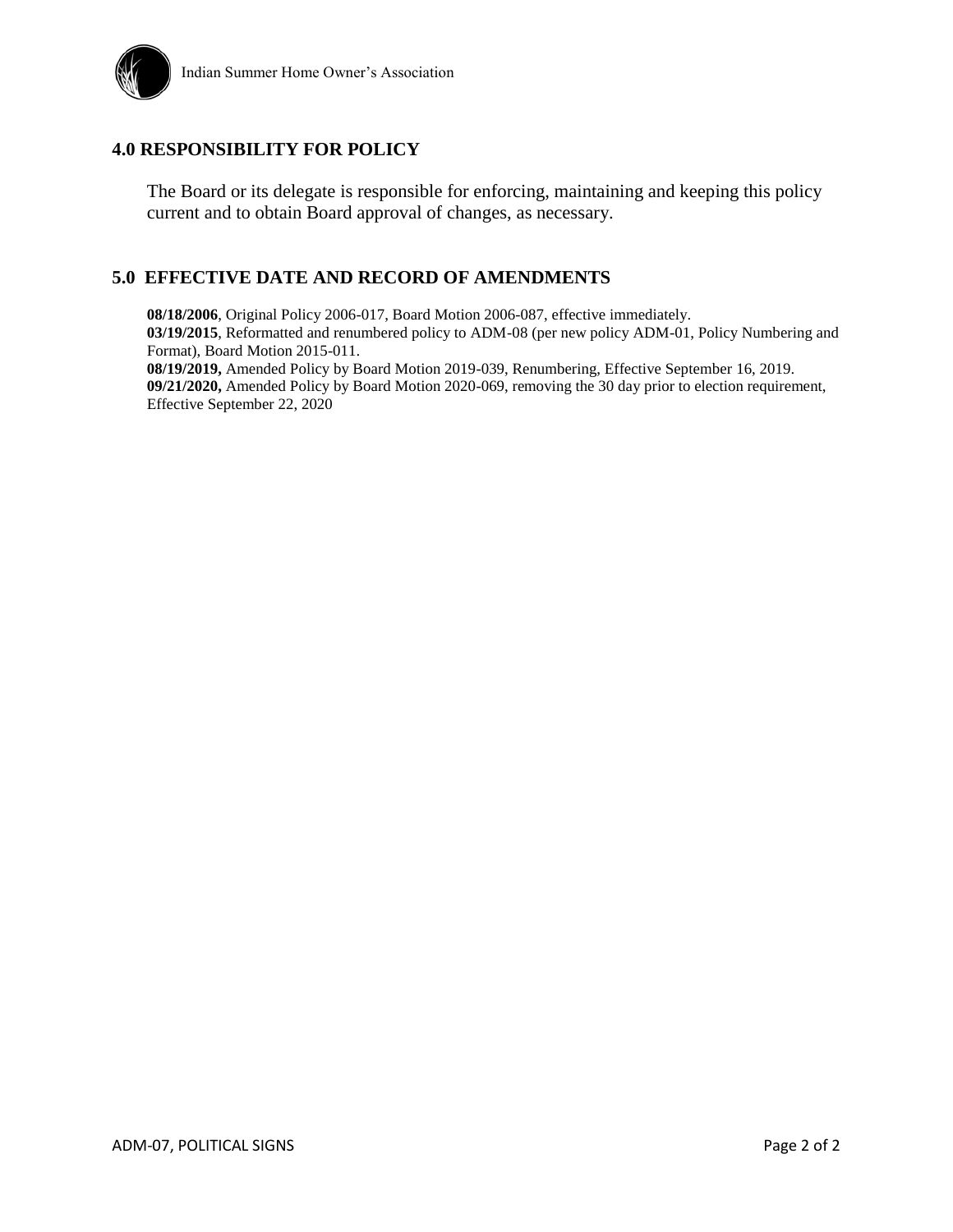## 4.0 RESPONSIBILITY FOR POLICY

The Board or its delegate is responsible for enforcing, maintaining and keeping this policy current and to obtain Board approval of changes, as necessary.

## 5.0 EFFECTIVE DATE AND RECORD OF AMENDMENTS

**08/18/2006**, Original Policy 2006-017, Board Motion 2006-087, effective immediately.
**03/19/2015**, Reformatted and renumbered policy to ADM-08 (per new policy ADM-01, Policy Numbering and Format), Board Motion 2015-011.
**08/19/2019,** Amended Policy by Board Motion 2019-039, Renumbering, Effective September 16, 2019.
**09/21/2020,** Amended Policy by Board Motion 2020-069, removing the 30 day prior to election requirement, Effective September 22, 2020